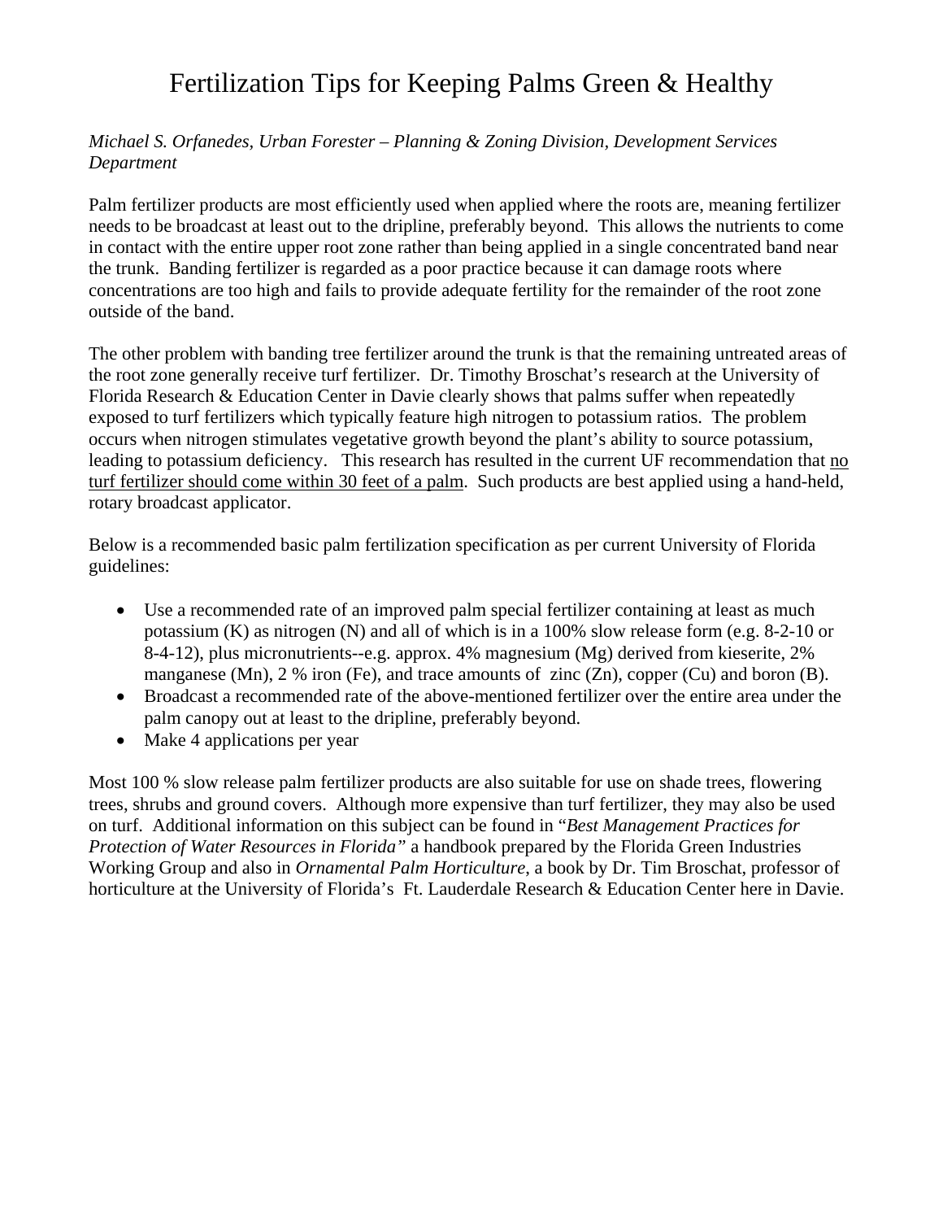# Fertilization Tips for Keeping Palms Green & Healthy

*Michael S. Orfanedes, Urban Forester – Planning & Zoning Division, Development Services Department*

Palm fertilizer products are most efficiently used when applied where the roots are, meaning fertilizer needs to be broadcast at least out to the dripline, preferably beyond. This allows the nutrients to come in contact with the entire upper root zone rather than being applied in a single concentrated band near the trunk. Banding fertilizer is regarded as a poor practice because it can damage roots where concentrations are too high and fails to provide adequate fertility for the remainder of the root zone outside of the band.

The other problem with banding tree fertilizer around the trunk is that the remaining untreated areas of the root zone generally receive turf fertilizer. Dr. Timothy Broschat's research at the University of Florida Research & Education Center in Davie clearly shows that palms suffer when repeatedly exposed to turf fertilizers which typically feature high nitrogen to potassium ratios. The problem occurs when nitrogen stimulates vegetative growth beyond the plant's ability to source potassium, leading to potassium deficiency. This research has resulted in the current UF recommendation that <u>no turf fertilizer should come within 30 feet of a palm</u>. Such products are best applied using a hand-held, rotary broadcast applicator.

Below is a recommended basic palm fertilization specification as per current University of Florida guidelines:

- Use a recommended rate of an improved palm special fertilizer containing at least as much potassium (K) as nitrogen (N) and all of which is in a 100% slow release form (e.g. 8-2-10 or 8-4-12), plus micronutrients--e.g. approx. 4% magnesium (Mg) derived from kieserite, 2% manganese (Mn), 2 % iron (Fe), and trace amounts of zinc (Zn), copper (Cu) and boron (B).
- Broadcast a recommended rate of the above-mentioned fertilizer over the entire area under the palm canopy out at least to the dripline, preferably beyond.
- Make 4 applications per year

Most 100 % slow release palm fertilizer products are also suitable for use on shade trees, flowering trees, shrubs and ground covers. Although more expensive than turf fertilizer, they may also be used on turf. Additional information on this subject can be found in "*Best Management Practices for Protection of Water Resources in Florida"* a handbook prepared by the Florida Green Industries Working Group and also in *Ornamental Palm Horticulture*, a book by Dr. Tim Broschat, professor of horticulture at the University of Florida's Ft. Lauderdale Research & Education Center here in Davie.